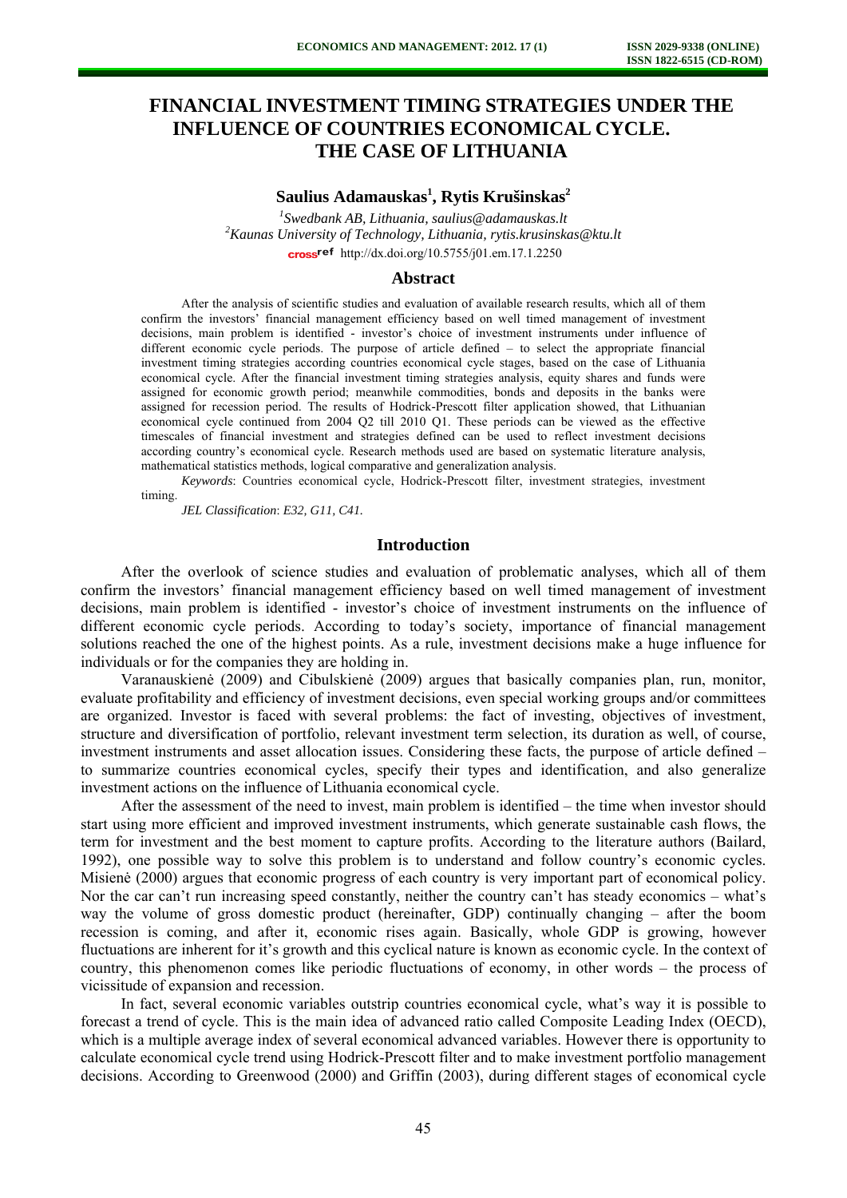# FINANCIAL INVESTMENT TIMING STRATEGIES UNDER THE INFLUENCE OF COUNTRIES ECONOMICAL CYCLE. THE CASE OF LITHUANIA

**Saulius Adamauskas[1], Rytis Krušinskas[2]**

[1]*Swedbank AB, Lithuania, saulius@adamauskas.lt*
[2]*Kaunas University of Technology, Lithuania, rytis.krusinskas@ktu.lt*
http://dx.doi.org/10.5755/j01.em.17.1.2250

## Abstract

After the analysis of scientific studies and evaluation of available research results, which all of them confirm the investors' financial management efficiency based on well timed management of investment decisions, main problem is identified - investor's choice of investment instruments under influence of different economic cycle periods. The purpose of article defined – to select the appropriate financial investment timing strategies according countries economical cycle stages, based on the case of Lithuania economical cycle. After the financial investment timing strategies analysis, equity shares and funds were assigned for economic growth period; meanwhile commodities, bonds and deposits in the banks were assigned for recession period. The results of Hodrick-Prescott filter application showed, that Lithuanian economical cycle continued from 2004 Q2 till 2010 Q1. These periods can be viewed as the effective timescales of financial investment and strategies defined can be used to reflect investment decisions according country's economical cycle. Research methods used are based on systematic literature analysis, mathematical statistics methods, logical comparative and generalization analysis.

*Keywords*: Countries economical cycle, Hodrick-Prescott filter, investment strategies, investment timing.

*JEL Classification*: *E32, G11, C41.*

## Introduction

After the overlook of science studies and evaluation of problematic analyses, which all of them confirm the investors' financial management efficiency based on well timed management of investment decisions, main problem is identified - investor's choice of investment instruments on the influence of different economic cycle periods. According to today's society, importance of financial management solutions reached the one of the highest points. As a rule, investment decisions make a huge influence for individuals or for the companies they are holding in.

Varanauskienė (2009) and Cibulskienė (2009) argues that basically companies plan, run, monitor, evaluate profitability and efficiency of investment decisions, even special working groups and/or committees are organized. Investor is faced with several problems: the fact of investing, objectives of investment, structure and diversification of portfolio, relevant investment term selection, its duration as well, of course, investment instruments and asset allocation issues. Considering these facts, the purpose of article defined – to summarize countries economical cycles, specify their types and identification, and also generalize investment actions on the influence of Lithuania economical cycle.

After the assessment of the need to invest, main problem is identified – the time when investor should start using more efficient and improved investment instruments, which generate sustainable cash flows, the term for investment and the best moment to capture profits. According to the literature authors (Bailard, 1992), one possible way to solve this problem is to understand and follow country's economic cycles. Misienė (2000) argues that economic progress of each country is very important part of economical policy. Nor the car can't run increasing speed constantly, neither the country can't has steady economics – what's way the volume of gross domestic product (hereinafter, GDP) continually changing – after the boom recession is coming, and after it, economic rises again. Basically, whole GDP is growing, however fluctuations are inherent for it's growth and this cyclical nature is known as economic cycle. In the context of country, this phenomenon comes like periodic fluctuations of economy, in other words – the process of vicissitude of expansion and recession.

In fact, several economic variables outstrip countries economical cycle, what's way it is possible to forecast a trend of cycle. This is the main idea of advanced ratio called Composite Leading Index (OECD), which is a multiple average index of several economical advanced variables. However there is opportunity to calculate economical cycle trend using Hodrick-Prescott filter and to make investment portfolio management decisions. According to Greenwood (2000) and Griffin (2003), during different stages of economical cycle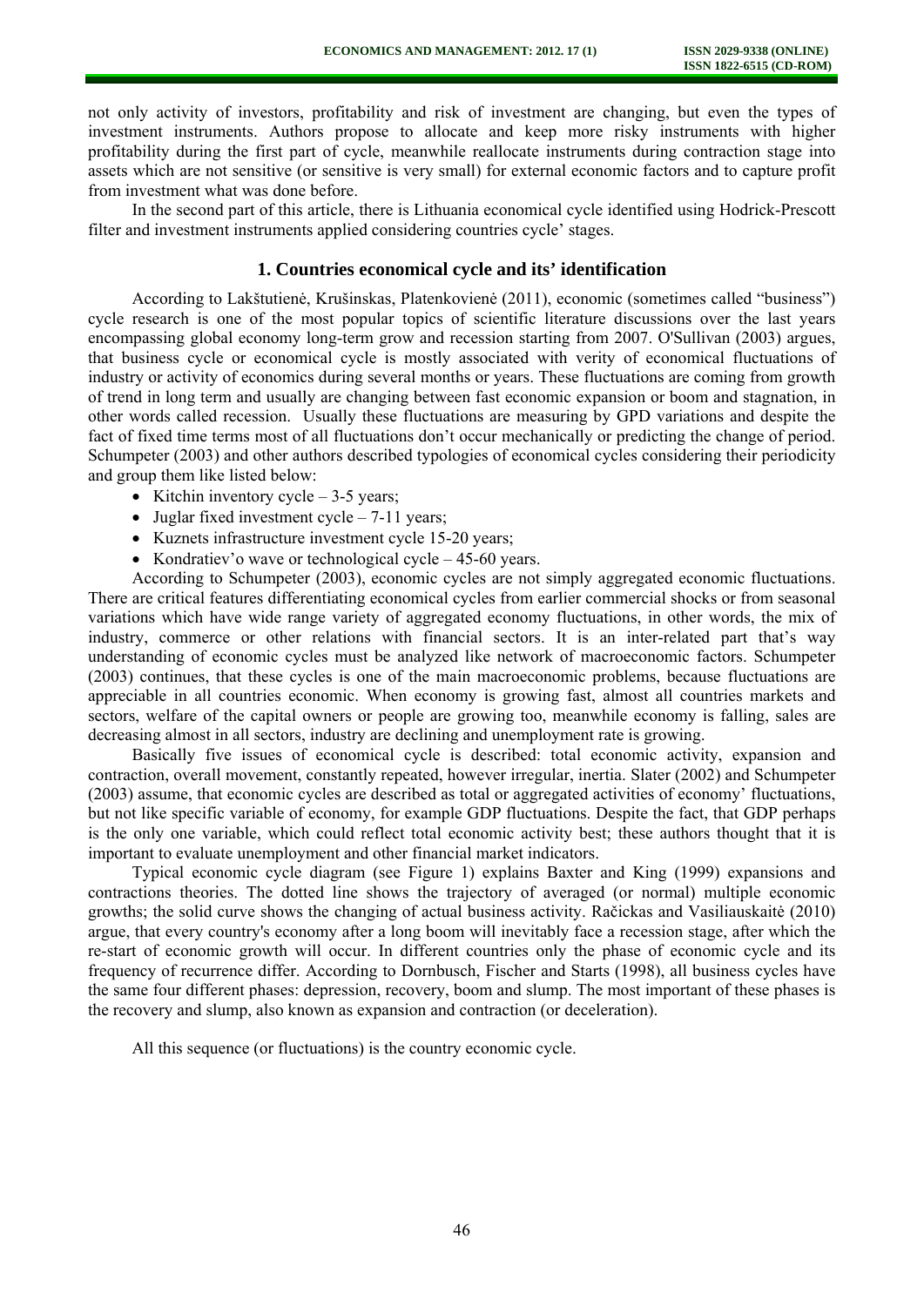not only activity of investors, profitability and risk of investment are changing, but even the types of investment instruments. Authors propose to allocate and keep more risky instruments with higher profitability during the first part of cycle, meanwhile reallocate instruments during contraction stage into assets which are not sensitive (or sensitive is very small) for external economic factors and to capture profit from investment what was done before.

In the second part of this article, there is Lithuania economical cycle identified using Hodrick-Prescott filter and investment instruments applied considering countries cycle' stages.

## 1. Countries economical cycle and its' identification

According to Lakštutienė, Krušinskas, Platenkovienė (2011), economic (sometimes called "business") cycle research is one of the most popular topics of scientific literature discussions over the last years encompassing global economy long-term grow and recession starting from 2007. O'Sullivan (2003) argues, that business cycle or economical cycle is mostly associated with verity of economical fluctuations of industry or activity of economics during several months or years. These fluctuations are coming from growth of trend in long term and usually are changing between fast economic expansion or boom and stagnation, in other words called recession. Usually these fluctuations are measuring by GPD variations and despite the fact of fixed time terms most of all fluctuations don't occur mechanically or predicting the change of period. Schumpeter (2003) and other authors described typologies of economical cycles considering their periodicity and group them like listed below:

- Kitchin inventory cycle – 3-5 years;
- Juglar fixed investment cycle – 7-11 years;
- Kuznets infrastructure investment cycle 15-20 years;
- Kondratiev'o wave or technological cycle – 45-60 years.

According to Schumpeter (2003), economic cycles are not simply aggregated economic fluctuations. There are critical features differentiating economical cycles from earlier commercial shocks or from seasonal variations which have wide range variety of aggregated economy fluctuations, in other words, the mix of industry, commerce or other relations with financial sectors. It is an inter-related part that's way understanding of economic cycles must be analyzed like network of macroeconomic factors. Schumpeter (2003) continues, that these cycles is one of the main macroeconomic problems, because fluctuations are appreciable in all countries economic. When economy is growing fast, almost all countries markets and sectors, welfare of the capital owners or people are growing too, meanwhile economy is falling, sales are decreasing almost in all sectors, industry are declining and unemployment rate is growing.

Basically five issues of economical cycle is described: total economic activity, expansion and contraction, overall movement, constantly repeated, however irregular, inertia. Slater (2002) and Schumpeter (2003) assume, that economic cycles are described as total or aggregated activities of economy' fluctuations, but not like specific variable of economy, for example GDP fluctuations. Despite the fact, that GDP perhaps is the only one variable, which could reflect total economic activity best; these authors thought that it is important to evaluate unemployment and other financial market indicators.

Typical economic cycle diagram (see Figure 1) explains Baxter and King (1999) expansions and contractions theories. The dotted line shows the trajectory of averaged (or normal) multiple economic growths; the solid curve shows the changing of actual business activity. Račickas and Vasiliauskaitė (2010) argue, that every country's economy after a long boom will inevitably face a recession stage, after which the re-start of economic growth will occur. In different countries only the phase of economic cycle and its frequency of recurrence differ. According to Dornbusch, Fischer and Starts (1998), all business cycles have the same four different phases: depression, recovery, boom and slump. The most important of these phases is the recovery and slump, also known as expansion and contraction (or deceleration).

All this sequence (or fluctuations) is the country economic cycle.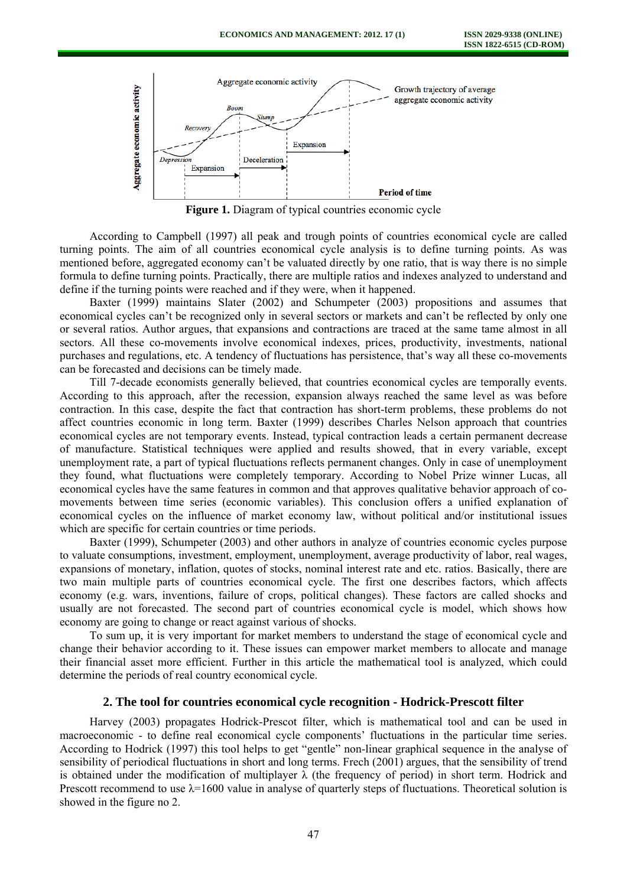**Figure 1.** Diagram of typical countries economic cycle

According to Campbell (1997) all peak and trough points of countries economical cycle are called turning points. The aim of all countries economical cycle analysis is to define turning points. As was mentioned before, aggregated economy can't be valuated directly by one ratio, that is way there is no simple formula to define turning points. Practically, there are multiple ratios and indexes analyzed to understand and define if the turning points were reached and if they were, when it happened.

Baxter (1999) maintains Slater (2002) and Schumpeter (2003) propositions and assumes that economical cycles can't be recognized only in several sectors or markets and can't be reflected by only one or several ratios. Author argues, that expansions and contractions are traced at the same tame almost in all sectors. All these co-movements involve economical indexes, prices, productivity, investments, national purchases and regulations, etc. A tendency of fluctuations has persistence, that's way all these co-movements can be forecasted and decisions can be timely made.

Till 7-decade economists generally believed, that countries economical cycles are temporally events. According to this approach, after the recession, expansion always reached the same level as was before contraction. In this case, despite the fact that contraction has short-term problems, these problems do not affect countries economic in long term. Baxter (1999) describes Charles Nelson approach that countries economical cycles are not temporary events. Instead, typical contraction leads a certain permanent decrease of manufacture. Statistical techniques were applied and results showed, that in every variable, except unemployment rate, a part of typical fluctuations reflects permanent changes. Only in case of unemployment they found, what fluctuations were completely temporary. According to Nobel Prize winner Lucas, all economical cycles have the same features in common and that approves qualitative behavior approach of co-movements between time series (economic variables). This conclusion offers a unified explanation of economical cycles on the influence of market economy law, without political and/or institutional issues which are specific for certain countries or time periods.

Baxter (1999), Schumpeter (2003) and other authors in analyze of countries economic cycles purpose to valuate consumptions, investment, employment, unemployment, average productivity of labor, real wages, expansions of monetary, inflation, quotes of stocks, nominal interest rate and etc. ratios. Basically, there are two main multiple parts of countries economical cycle. The first one describes factors, which affects economy (e.g. wars, inventions, failure of crops, political changes). These factors are called shocks and usually are not forecasted. The second part of countries economical cycle is model, which shows how economy are going to change or react against various of shocks.

To sum up, it is very important for market members to understand the stage of economical cycle and change their behavior according to it. These issues can empower market members to allocate and manage their financial asset more efficient. Further in this article the mathematical tool is analyzed, which could determine the periods of real country economical cycle.

## 2. The tool for countries economical cycle recognition - Hodrick-Prescott filter

Harvey (2003) propagates Hodrick-Prescot filter, which is mathematical tool and can be used in macroeconomic - to define real economical cycle components' fluctuations in the particular time series. According to Hodrick (1997) this tool helps to get "gentle" non-linear graphical sequence in the analyse of sensibility of periodical fluctuations in short and long terms. Frech (2001) argues, that the sensibility of trend is obtained under the modification of multiplayer $\lambda$ (the frequency of period) in short term. Hodrick and Prescott recommend to use $\lambda$=1600 value in analyse of quarterly steps of fluctuations. Theoretical solution is showed in the figure no 2.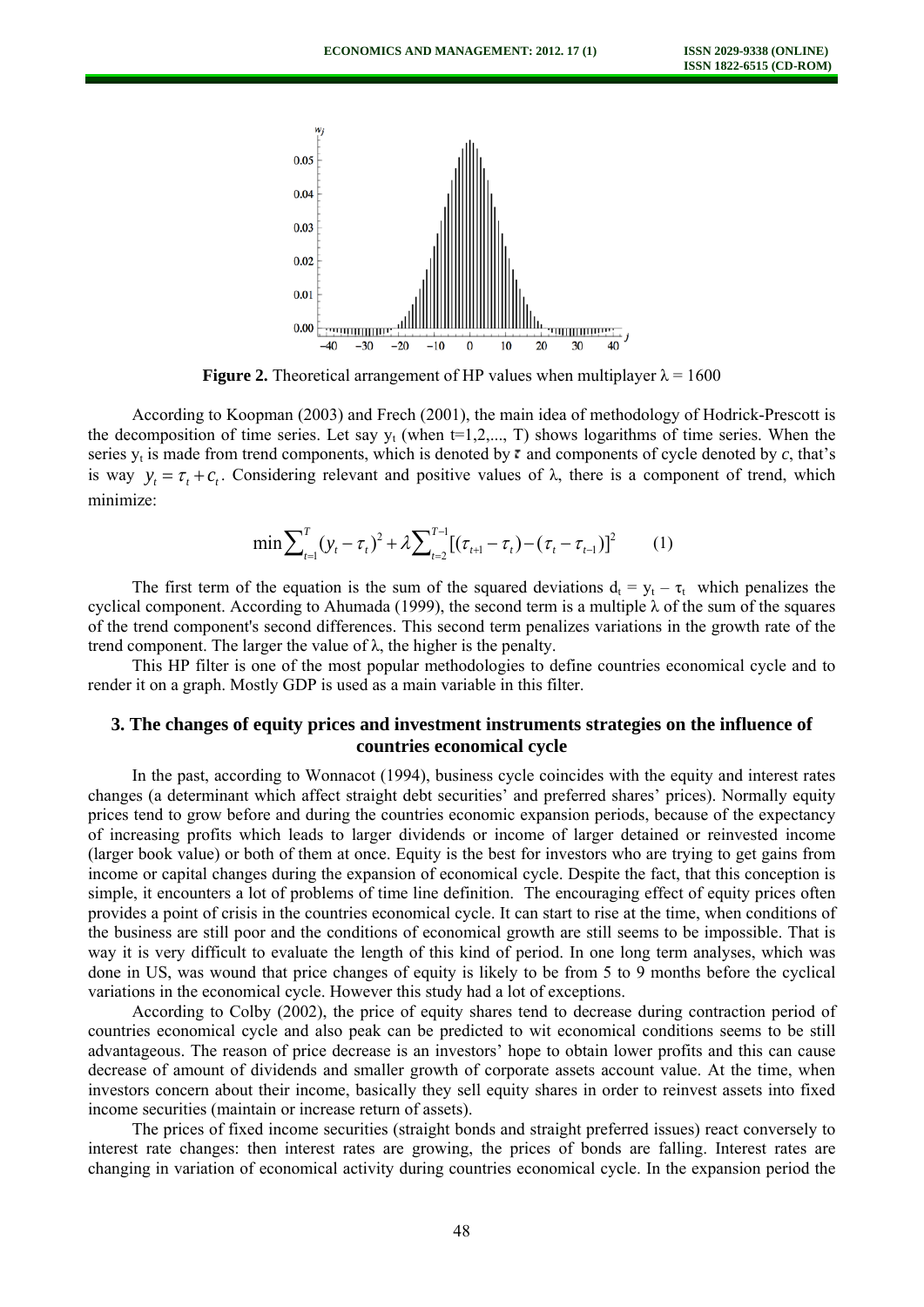**Figure 2.** Theoretical arrangement of HP values when multiplayer λ = 1600

According to Koopman (2003) and Frech (2001), the main idea of methodology of Hodrick-Prescott is the decomposition of time series. Let say $y_t$ (when t=1,2,..., T) shows logarithms of time series. When the series $y_t$ is made from trend components, which is denoted by $\tau$ and components of cycle denoted by *c*, that's is way $y_t = \tau_t + c_t$. Considering relevant and positive values of λ, there is a component of trend, which minimize:

$$\min \sum_{t=1}^{T} (y_t - \tau_t)^2 + \lambda \sum_{t=2}^{T-1} [(\tau_{t+1} - \tau_t) - (\tau_t - \tau_{t-1})]^2 \qquad (1)$$

The first term of the equation is the sum of the squared deviations $d_t = y_t - \tau_t$ which penalizes the cyclical component. According to Ahumada (1999), the second term is a multiple λ of the sum of the squares of the trend component's second differences. This second term penalizes variations in the growth rate of the trend component. The larger the value of λ, the higher is the penalty.

This HP filter is one of the most popular methodologies to define countries economical cycle and to render it on a graph. Mostly GDP is used as a main variable in this filter.

## 3. The changes of equity prices and investment instruments strategies on the influence of countries economical cycle

In the past, according to Wonnacot (1994), business cycle coincides with the equity and interest rates changes (a determinant which affect straight debt securities' and preferred shares' prices). Normally equity prices tend to grow before and during the countries economic expansion periods, because of the expectancy of increasing profits which leads to larger dividends or income of larger detained or reinvested income (larger book value) or both of them at once. Equity is the best for investors who are trying to get gains from income or capital changes during the expansion of economical cycle. Despite the fact, that this conception is simple, it encounters a lot of problems of time line definition. The encouraging effect of equity prices often provides a point of crisis in the countries economical cycle. It can start to rise at the time, when conditions of the business are still poor and the conditions of economical growth are still seems to be impossible. That is way it is very difficult to evaluate the length of this kind of period. In one long term analyses, which was done in US, was wound that price changes of equity is likely to be from 5 to 9 months before the cyclical variations in the economical cycle. However this study had a lot of exceptions.

According to Colby (2002), the price of equity shares tend to decrease during contraction period of countries economical cycle and also peak can be predicted to wit economical conditions seems to be still advantageous. The reason of price decrease is an investors' hope to obtain lower profits and this can cause decrease of amount of dividends and smaller growth of corporate assets account value. At the time, when investors concern about their income, basically they sell equity shares in order to reinvest assets into fixed income securities (maintain or increase return of assets).

The prices of fixed income securities (straight bonds and straight preferred issues) react conversely to interest rate changes: then interest rates are growing, the prices of bonds are falling. Interest rates are changing in variation of economical activity during countries economical cycle. In the expansion period the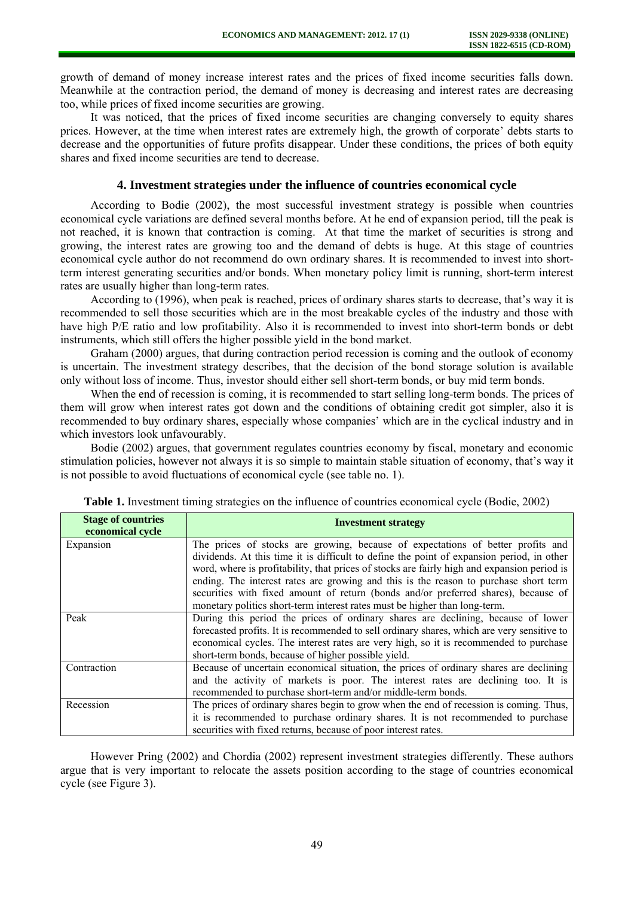growth of demand of money increase interest rates and the prices of fixed income securities falls down. Meanwhile at the contraction period, the demand of money is decreasing and interest rates are decreasing too, while prices of fixed income securities are growing.

It was noticed, that the prices of fixed income securities are changing conversely to equity shares prices. However, at the time when interest rates are extremely high, the growth of corporate' debts starts to decrease and the opportunities of future profits disappear. Under these conditions, the prices of both equity shares and fixed income securities are tend to decrease.

## 4. Investment strategies under the influence of countries economical cycle

According to Bodie (2002), the most successful investment strategy is possible when countries economical cycle variations are defined several months before. At he end of expansion period, till the peak is not reached, it is known that contraction is coming. At that time the market of securities is strong and growing, the interest rates are growing too and the demand of debts is huge. At this stage of countries economical cycle author do not recommend do own ordinary shares. It is recommended to invest into short-term interest generating securities and/or bonds. When monetary policy limit is running, short-term interest rates are usually higher than long-term rates.

According to (1996), when peak is reached, prices of ordinary shares starts to decrease, that's way it is recommended to sell those securities which are in the most breakable cycles of the industry and those with have high P/E ratio and low profitability. Also it is recommended to invest into short-term bonds or debt instruments, which still offers the higher possible yield in the bond market.

Graham (2000) argues, that during contraction period recession is coming and the outlook of economy is uncertain. The investment strategy describes, that the decision of the bond storage solution is available only without loss of income. Thus, investor should either sell short-term bonds, or buy mid term bonds.

When the end of recession is coming, it is recommended to start selling long-term bonds. The prices of them will grow when interest rates got down and the conditions of obtaining credit got simpler, also it is recommended to buy ordinary shares, especially whose companies' which are in the cyclical industry and in which investors look unfavourably.

Bodie (2002) argues, that government regulates countries economy by fiscal, monetary and economic stimulation policies, however not always it is so simple to maintain stable situation of economy, that's way it is not possible to avoid fluctuations of economical cycle (see table no. 1).

**Table 1.** Investment timing strategies on the influence of countries economical cycle (Bodie, 2002)

| Stage of countries economical cycle | Investment strategy |
|---|---|
| Expansion | The prices of stocks are growing, because of expectations of better profits and dividends. At this time it is difficult to define the point of expansion period, in other word, where is profitability, that prices of stocks are fairly high and expansion period is ending. The interest rates are growing and this is the reason to purchase short term securities with fixed amount of return (bonds and/or preferred shares), because of monetary politics short-term interest rates must be higher than long-term. |
| Peak | During this period the prices of ordinary shares are declining, because of lower forecasted profits. It is recommended to sell ordinary shares, which are very sensitive to economical cycles. The interest rates are very high, so it is recommended to purchase short-term bonds, because of higher possible yield. |
| Contraction | Because of uncertain economical situation, the prices of ordinary shares are declining and the activity of markets is poor. The interest rates are declining too. It is recommended to purchase short-term and/or middle-term bonds. |
| Recession | The prices of ordinary shares begin to grow when the end of recession is coming. Thus, it is recommended to purchase ordinary shares. It is not recommended to purchase securities with fixed returns, because of poor interest rates. |

However Pring (2002) and Chordia (2002) represent investment strategies differently. These authors argue that is very important to relocate the assets position according to the stage of countries economical cycle (see Figure 3).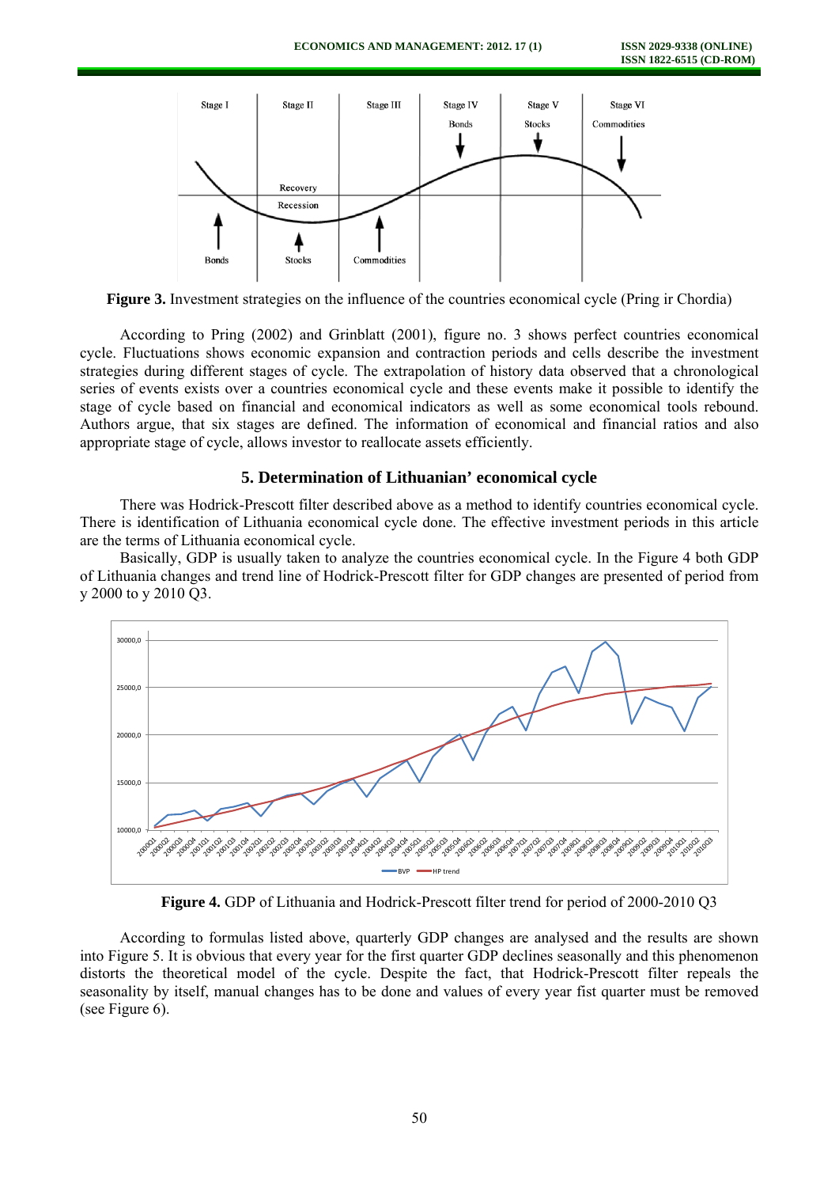Figure 3. Investment strategies on the influence of the countries economical cycle (Pring ir Chordia)

According to Pring (2002) and Grinblatt (2001), figure no. 3 shows perfect countries economical cycle. Fluctuations shows economic expansion and contraction periods and cells describe the investment strategies during different stages of cycle. The extrapolation of history data observed that a chronological series of events exists over a countries economical cycle and these events make it possible to identify the stage of cycle based on financial and economical indicators as well as some economical tools rebound. Authors argue, that six stages are defined. The information of economical and financial ratios and also appropriate stage of cycle, allows investor to reallocate assets efficiently.

## 5. Determination of Lithuanian' economical cycle

There was Hodrick-Prescott filter described above as a method to identify countries economical cycle. There is identification of Lithuania economical cycle done. The effective investment periods in this article are the terms of Lithuania economical cycle.

Basically, GDP is usually taken to analyze the countries economical cycle. In the Figure 4 both GDP of Lithuania changes and trend line of Hodrick-Prescott filter for GDP changes are presented of period from y 2000 to y 2010 Q3.

Figure 4. GDP of Lithuania and Hodrick-Prescott filter trend for period of 2000-2010 Q3

According to formulas listed above, quarterly GDP changes are analysed and the results are shown into Figure 5. It is obvious that every year for the first quarter GDP declines seasonally and this phenomenon distorts the theoretical model of the cycle. Despite the fact, that Hodrick-Prescott filter repeals the seasonality by itself, manual changes has to be done and values of every year fist quarter must be removed (see Figure 6).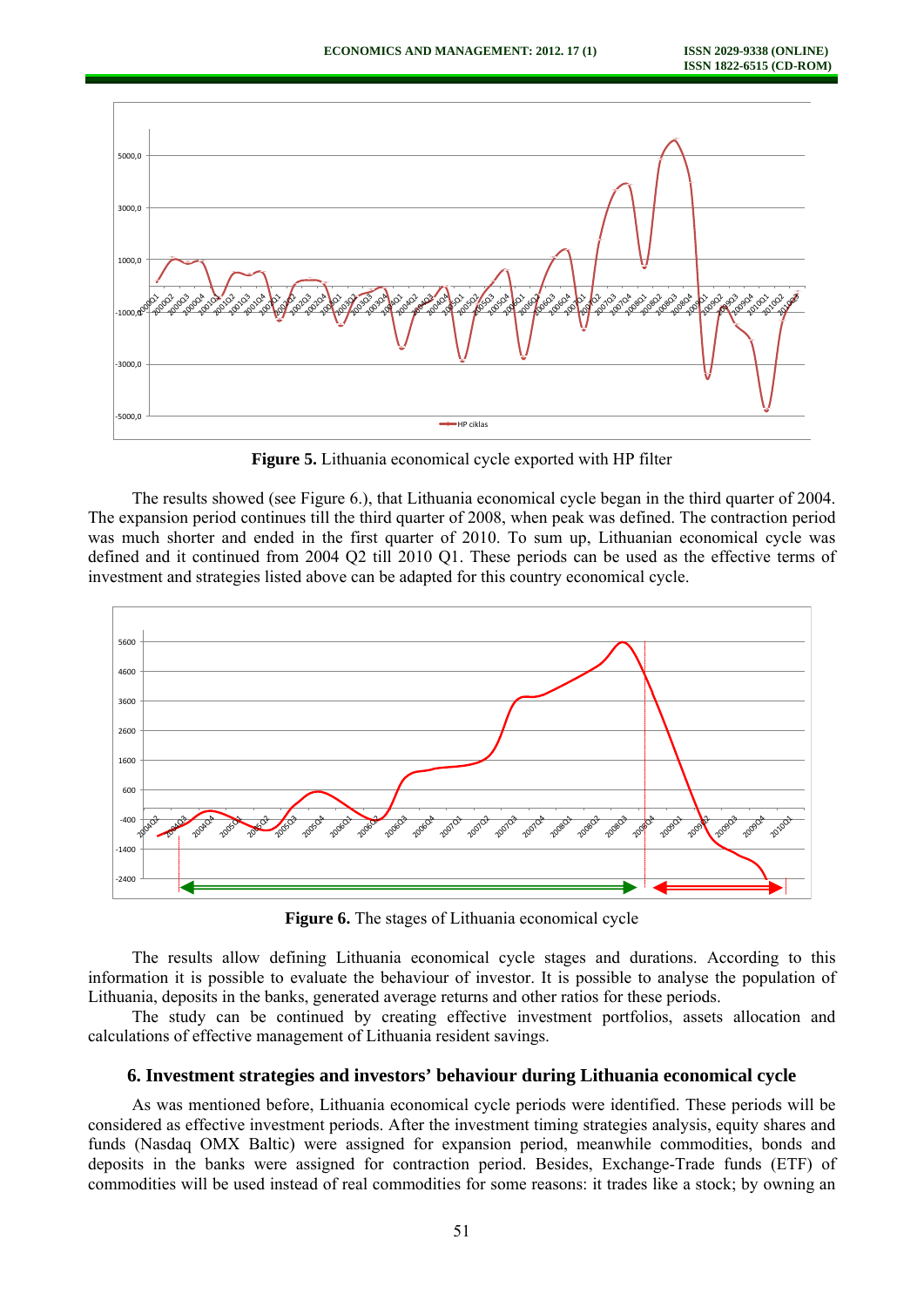Figure 5. **Lithuania economical cycle exported with HP filter**

The results showed (see Figure 6.), that Lithuania economical cycle began in the third quarter of 2004. The expansion period continues till the third quarter of 2008, when peak was defined. The contraction period was much shorter and ended in the first quarter of 2010. To sum up, Lithuanian economical cycle was defined and it continued from 2004 Q2 till 2010 Q1. These periods can be used as the effective terms of investment and strategies listed above can be adapted for this country economical cycle.

**Figure 6.** The stages of Lithuania economical cycle

The results allow defining Lithuania economical cycle stages and durations. According to this information it is possible to evaluate the behaviour of investor. It is possible to analyse the population of Lithuania, deposits in the banks, generated average returns and other ratios for these periods.

The study can be continued by creating effective investment portfolios, assets allocation and calculations of effective management of Lithuania resident savings.

## 6. Investment strategies and investors' behaviour during Lithuania economical cycle

As was mentioned before, Lithuania economical cycle periods were identified. These periods will be considered as effective investment periods. After the investment timing strategies analysis, equity shares and funds (Nasdaq OMX Baltic) were assigned for expansion period, meanwhile commodities, bonds and deposits in the banks were assigned for contraction period. Besides, Exchange-Trade funds (ETF) of commodities will be used instead of real commodities for some reasons: it trades like a stock; by owning an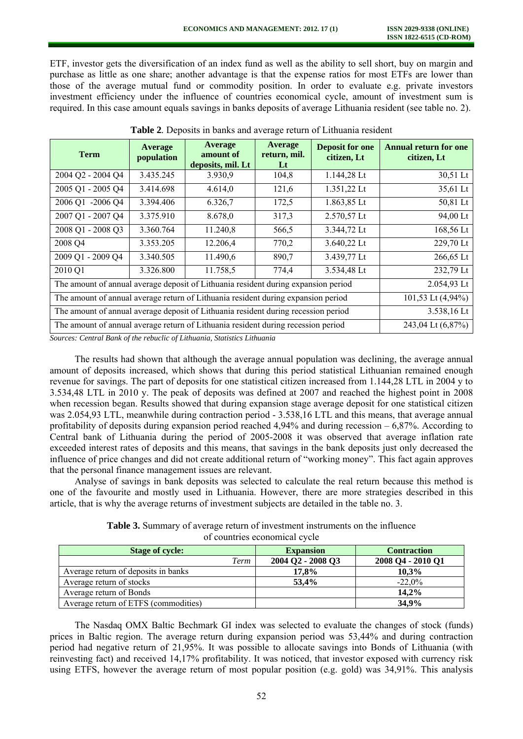ETF, investor gets the diversification of an index fund as well as the ability to sell short, buy on margin and purchase as little as one share; another advantage is that the expense ratios for most ETFs are lower than those of the average mutual fund or commodity position. In order to evaluate e.g. private investors investment efficiency under the influence of countries economical cycle, amount of investment sum is required. In this case amount equals savings in banks deposits of average Lithuania resident (see table no. 2).

**Table 2**. Deposits in banks and average return of Lithuania resident

| Term | Average population | Average amount of deposits, mil. Lt | Average return, mil. Lt | Deposit for one citizen, Lt | Annual return for one citizen, Lt |
|---|---|---|---|---|---|
| 2004 Q2 - 2004 Q4 | 3.435.245 | 3.930,9 | 104,8 | 1.144,28 Lt | 30,51 Lt |
| 2005 Q1 - 2005 Q4 | 3.414.698 | 4.614,0 | 121,6 | 1.351,22 Lt | 35,61 Lt |
| 2006 Q1 -2006 Q4 | 3.394.406 | 6.326,7 | 172,5 | 1.863,85 Lt | 50,81 Lt |
| 2007 Q1 - 2007 Q4 | 3.375.910 | 8.678,0 | 317,3 | 2.570,57 Lt | 94,00 Lt |
| 2008 Q1 - 2008 Q3 | 3.360.764 | 11.240,8 | 566,5 | 3.344,72 Lt | 168,56 Lt |
| 2008 Q4 | 3.353.205 | 12.206,4 | 770,2 | 3.640,22 Lt | 229,70 Lt |
| 2009 Q1 - 2009 Q4 | 3.340.505 | 11.490,6 | 890,7 | 3.439,77 Lt | 266,65 Lt |
| 2010 Q1 | 3.326.800 | 11.758,5 | 774,4 | 3.534,48 Lt | 232,79 Lt |
| The amount of annual average deposit of Lithuania resident during expansion period | | | | | 2.054,93 Lt |
| The amount of annual average return of Lithuania resident during expansion period | | | | | 101,53 Lt (4,94%) |
| The amount of annual average deposit of Lithuania resident during recession period | | | | | 3.538,16 Lt |
| The amount of annual average return of Lithuania resident during recession period | | | | | 243,04 Lt (6,87%) |

*Sources: Central Bank of the rebuclic of Lithuania, Statistics Lithuania*

The results had shown that although the average annual population was declining, the average annual amount of deposits increased, which shows that during this period statistical Lithuanian remained enough revenue for savings. The part of deposits for one statistical citizen increased from 1.144,28 LTL in 2004 y to 3.534,48 LTL in 2010 y. The peak of deposits was defined at 2007 and reached the highest point in 2008 when recession began. Results showed that during expansion stage average deposit for one statistical citizen was 2.054,93 LTL, meanwhile during contraction period - 3.538,16 LTL and this means, that average annual profitability of deposits during expansion period reached 4,94% and during recession – 6,87%. According to Central bank of Lithuania during the period of 2005-2008 it was observed that average inflation rate exceeded interest rates of deposits and this means, that savings in the bank deposits just only decreased the influence of price changes and did not create additional return of "working money". This fact again approves that the personal finance management issues are relevant.

Analyse of savings in bank deposits was selected to calculate the real return because this method is one of the favourite and mostly used in Lithuania. However, there are more strategies described in this article, that is why the average returns of investment subjects are detailed in the table no. 3.

**Table 3.** Summary of average return of investment instruments on the influence of countries economical cycle

| Stage of cycle: | Expansion | Contraction |
|---|---|---|
| *Term* | **2004 Q2 - 2008 Q3** | **2008 Q4 - 2010 Q1** |
| Average return of deposits in banks | **17,8%** | **10,3%** |
| Average return of stocks | **53,4%** | -22,0% |
| Average return of Bonds | | **14,2%** |
| Average return of ETFS (commodities) | | **34,9%** |

The Nasdaq OMX Baltic Bechmark GI index was selected to evaluate the changes of stock (funds) prices in Baltic region. The average return during expansion period was 53,44% and during contraction period had negative return of 21,95%. It was possible to allocate savings into Bonds of Lithuania (with reinvesting fact) and received 14,17% profitability. It was noticed, that investor exposed with currency risk using ETFS, however the average return of most popular position (e.g. gold) was 34,91%. This analysis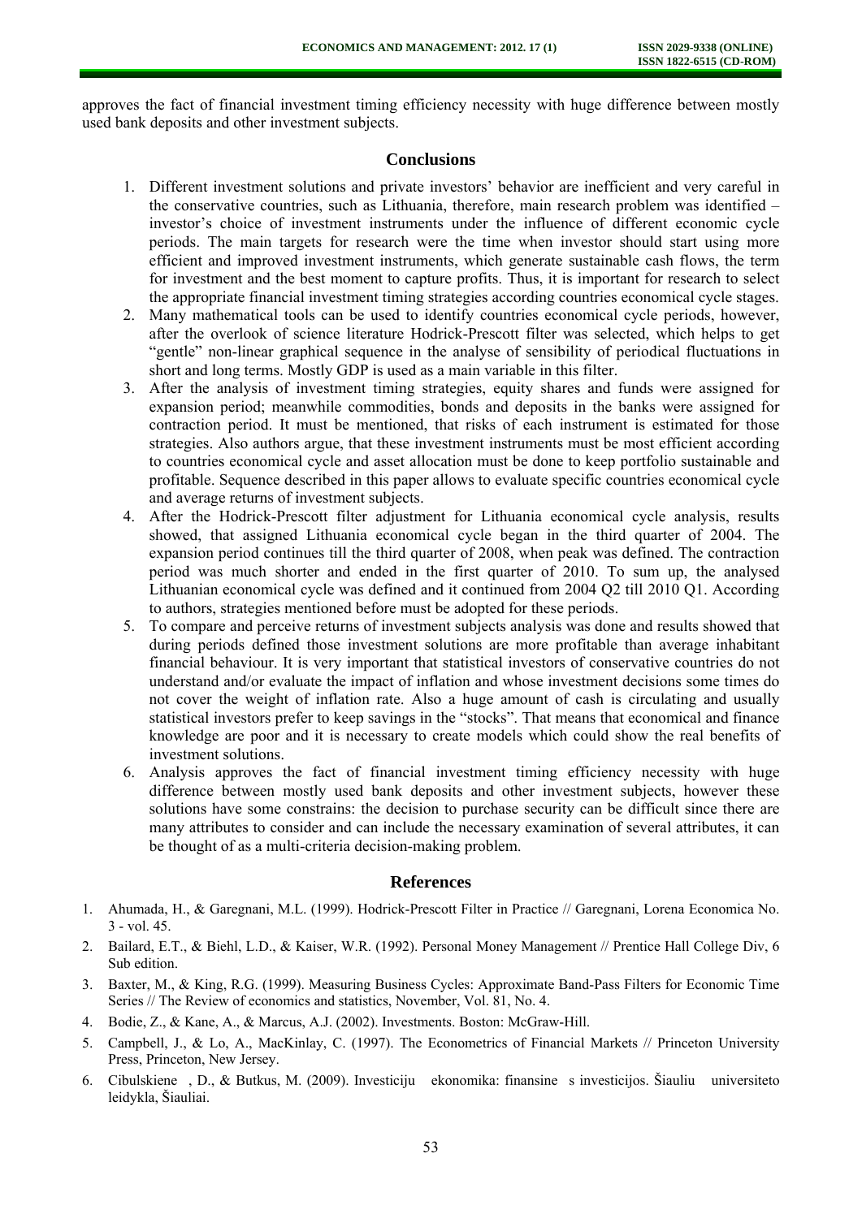approves the fact of financial investment timing efficiency necessity with huge difference between mostly used bank deposits and other investment subjects.

## Conclusions

1. Different investment solutions and private investors' behavior are inefficient and very careful in the conservative countries, such as Lithuania, therefore, main research problem was identified – investor's choice of investment instruments under the influence of different economic cycle periods. The main targets for research were the time when investor should start using more efficient and improved investment instruments, which generate sustainable cash flows, the term for investment and the best moment to capture profits. Thus, it is important for research to select the appropriate financial investment timing strategies according countries economical cycle stages.
2. Many mathematical tools can be used to identify countries economical cycle periods, however, after the overlook of science literature Hodrick-Prescott filter was selected, which helps to get "gentle" non-linear graphical sequence in the analyse of sensibility of periodical fluctuations in short and long terms. Mostly GDP is used as a main variable in this filter.
3. After the analysis of investment timing strategies, equity shares and funds were assigned for expansion period; meanwhile commodities, bonds and deposits in the banks were assigned for contraction period. It must be mentioned, that risks of each instrument is estimated for those strategies. Also authors argue, that these investment instruments must be most efficient according to countries economical cycle and asset allocation must be done to keep portfolio sustainable and profitable. Sequence described in this paper allows to evaluate specific countries economical cycle and average returns of investment subjects.
4. After the Hodrick-Prescott filter adjustment for Lithuania economical cycle analysis, results showed, that assigned Lithuania economical cycle began in the third quarter of 2004. The expansion period continues till the third quarter of 2008, when peak was defined. The contraction period was much shorter and ended in the first quarter of 2010. To sum up, the analysed Lithuanian economical cycle was defined and it continued from 2004 Q2 till 2010 Q1. According to authors, strategies mentioned before must be adopted for these periods.
5. To compare and perceive returns of investment subjects analysis was done and results showed that during periods defined those investment solutions are more profitable than average inhabitant financial behaviour. It is very important that statistical investors of conservative countries do not understand and/or evaluate the impact of inflation and whose investment decisions some times do not cover the weight of inflation rate. Also a huge amount of cash is circulating and usually statistical investors prefer to keep savings in the "stocks". That means that economical and finance knowledge are poor and it is necessary to create models which could show the real benefits of investment solutions.
6. Analysis approves the fact of financial investment timing efficiency necessity with huge difference between mostly used bank deposits and other investment subjects, however these solutions have some constrains: the decision to purchase security can be difficult since there are many attributes to consider and can include the necessary examination of several attributes, it can be thought of as a multi-criteria decision-making problem.

## References

1. Ahumada, H., & Garegnani, M.L. (1999). Hodrick-Prescott Filter in Practice // Garegnani, Lorena Economica No. 3 - vol. 45.
2. Bailard, E.T., & Biehl, L.D., & Kaiser, W.R. (1992). Personal Money Management // Prentice Hall College Div, 6 Sub edition.
3. Baxter, M., & King, R.G. (1999). Measuring Business Cycles: Approximate Band-Pass Filters for Economic Time Series // The Review of economics and statistics, November, Vol. 81, No. 4.
4. Bodie, Z., & Kane, A., & Marcus, A.J. (2002). Investments. Boston: McGraw-Hill.
5. Campbell, J., & Lo, A., MacKinlay, C. (1997). The Econometrics of Financial Markets // Princeton University Press, Princeton, New Jersey.
6. Cibulskiene , D., & Butkus, M. (2009). Investiciju ekonomika: finansine s investicijos. Šiauliu universiteto leidykla, Šiauliai.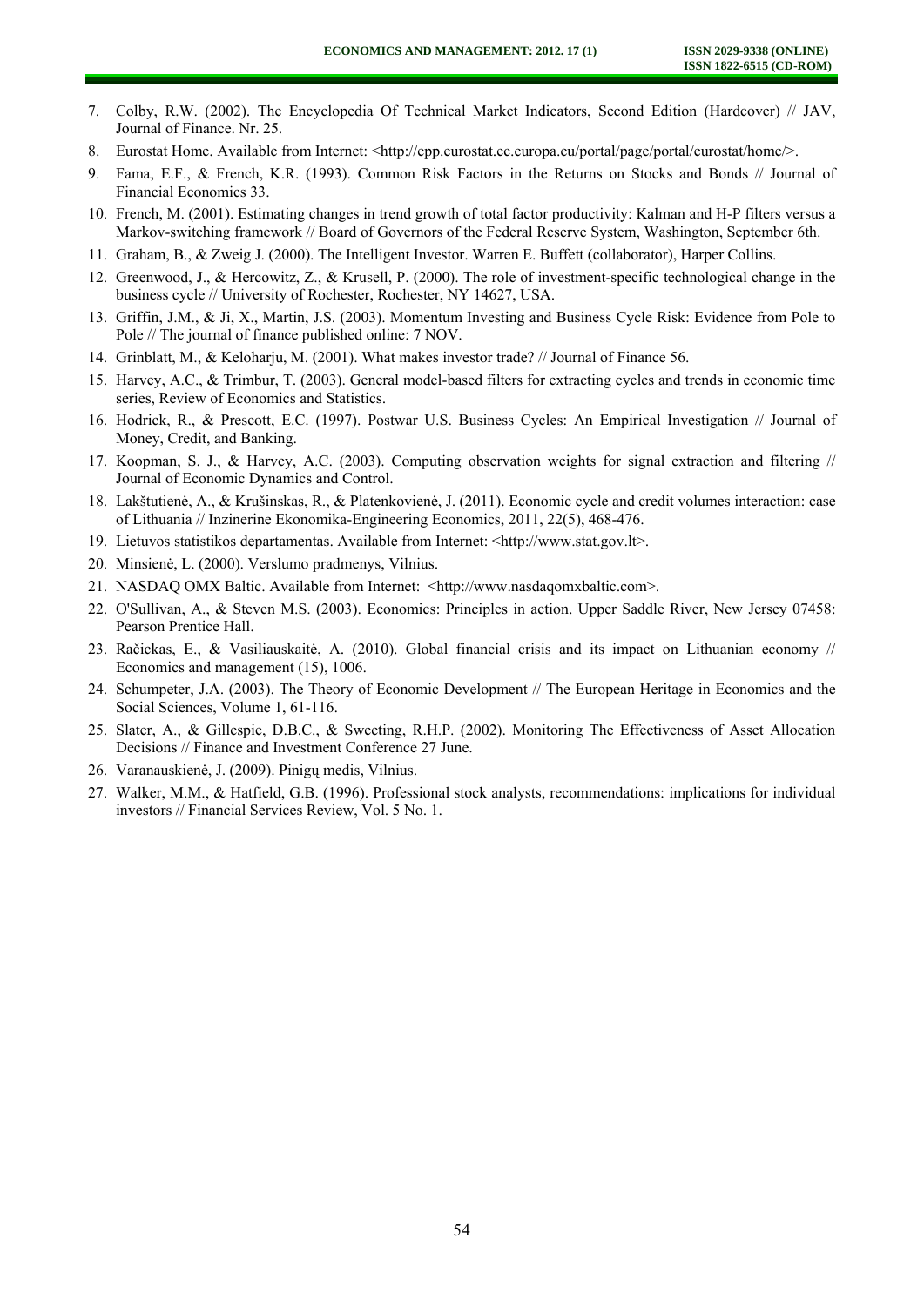7. Colby, R.W. (2002). The Encyclopedia Of Technical Market Indicators, Second Edition (Hardcover) // JAV, Journal of Finance. Nr. 25.
8. Eurostat Home. Available from Internet: <http://epp.eurostat.ec.europa.eu/portal/page/portal/eurostat/home/>.
9. Fama, E.F., & French, K.R. (1993). Common Risk Factors in the Returns on Stocks and Bonds // Journal of Financial Economics 33.
10. French, M. (2001). Estimating changes in trend growth of total factor productivity: Kalman and H-P filters versus a Markov-switching framework // Board of Governors of the Federal Reserve System, Washington, September 6th.
11. Graham, B., & Zweig J. (2000). The Intelligent Investor. Warren E. Buffett (collaborator), Harper Collins.
12. Greenwood, J., & Hercowitz, Z., & Krusell, P. (2000). The role of investment-specific technological change in the business cycle // University of Rochester, Rochester, NY 14627, USA.
13. Griffin, J.M., & Ji, X., Martin, J.S. (2003). Momentum Investing and Business Cycle Risk: Evidence from Pole to Pole // The journal of finance published online: 7 NOV.
14. Grinblatt, M., & Keloharju, M. (2001). What makes investor trade? // Journal of Finance 56.
15. Harvey, A.C., & Trimbur, T. (2003). General model-based filters for extracting cycles and trends in economic time series, Review of Economics and Statistics.
16. Hodrick, R., & Prescott, E.C. (1997). Postwar U.S. Business Cycles: An Empirical Investigation // Journal of Money, Credit, and Banking.
17. Koopman, S. J., & Harvey, A.C. (2003). Computing observation weights for signal extraction and filtering // Journal of Economic Dynamics and Control.
18. Lakštutienė, A., & Krušinskas, R., & Platenkovienė, J. (2011). Economic cycle and credit volumes interaction: case of Lithuania // Inzinerine Ekonomika-Engineering Economics, 2011, 22(5), 468-476.
19. Lietuvos statistikos departamentas. Available from Internet: <http://www.stat.gov.lt>.
20. Minsienė, L. (2000). Verslumo pradmenys, Vilnius.
21. NASDAQ OMX Baltic. Available from Internet: <http://www.nasdaqomxbaltic.com>.
22. O'Sullivan, A., & Steven M.S. (2003). Economics: Principles in action. Upper Saddle River, New Jersey 07458: Pearson Prentice Hall.
23. Račickas, E., & Vasiliauskaitė, A. (2010). Global financial crisis and its impact on Lithuanian economy // Economics and management (15), 1006.
24. Schumpeter, J.A. (2003). The Theory of Economic Development // The European Heritage in Economics and the Social Sciences, Volume 1, 61-116.
25. Slater, A., & Gillespie, D.B.C., & Sweeting, R.H.P. (2002). Monitoring The Effectiveness of Asset Allocation Decisions // Finance and Investment Conference 27 June.
26. Varanauskienė, J. (2009). Pinigų medis, Vilnius.
27. Walker, M.M., & Hatfield, G.B. (1996). Professional stock analysts, recommendations: implications for individual investors // Financial Services Review, Vol. 5 No. 1.